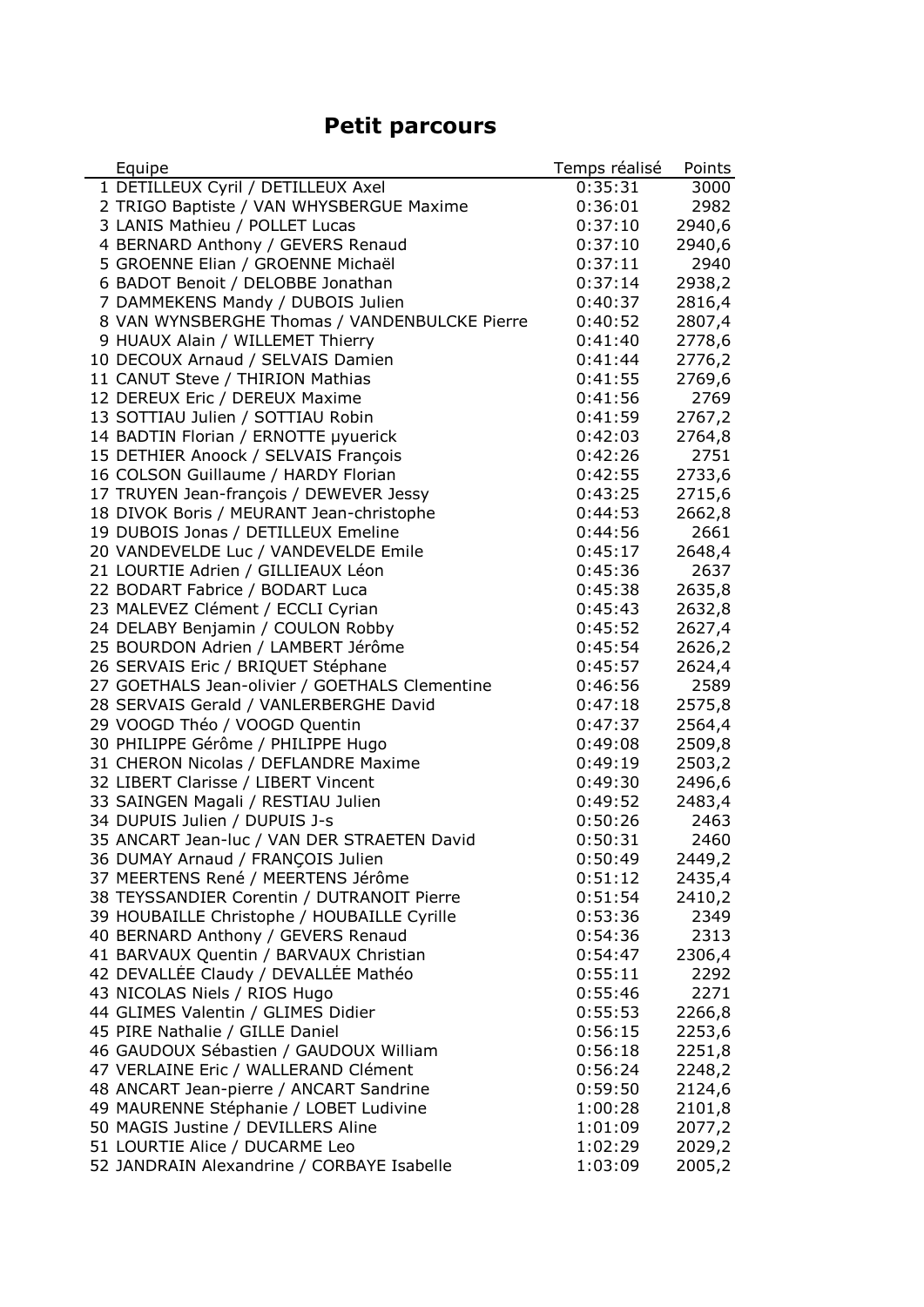# Petit parcours

| Equipe | Temps réalisé | Points |
|---|---|---|
| 1 DETILLEUX Cyril / DETILLEUX Axel | 0:35:31 | 3000 |
| 2 TRIGO Baptiste / VAN WHYSBERGUE Maxime | 0:36:01 | 2982 |
| 3 LANIS Mathieu / POLLET Lucas | 0:37:10 | 2940,6 |
| 4 BERNARD Anthony / GEVERS Renaud | 0:37:10 | 2940,6 |
| 5 GROENNE Elian / GROENNE Michaël | 0:37:11 | 2940 |
| 6 BADOT Benoit / DELOBBE Jonathan | 0:37:14 | 2938,2 |
| 7 DAMMEKENS Mandy / DUBOIS Julien | 0:40:37 | 2816,4 |
| 8 VAN WYNSBERGHE Thomas / VANDENBULCKE Pierre | 0:40:52 | 2807,4 |
| 9 HUAUX Alain / WILLEMET Thierry | 0:41:40 | 2778,6 |
| 10 DECOUX Arnaud / SELVAIS Damien | 0:41:44 | 2776,2 |
| 11 CANUT Steve / THIRION Mathias | 0:41:55 | 2769,6 |
| 12 DEREUX Eric / DEREUX Maxime | 0:41:56 | 2769 |
| 13 SOTTIAU Julien / SOTTIAU Robin | 0:41:59 | 2767,2 |
| 14 BADTIN Florian / ERNOTTE µyuerick | 0:42:03 | 2764,8 |
| 15 DETHIER Anoock / SELVAIS François | 0:42:26 | 2751 |
| 16 COLSON Guillaume / HARDY Florian | 0:42:55 | 2733,6 |
| 17 TRUYEN Jean-françois / DEWEVER Jessy | 0:43:25 | 2715,6 |
| 18 DIVOK Boris / MEURANT Jean-christophe | 0:44:53 | 2662,8 |
| 19 DUBOIS Jonas / DETILLEUX Emeline | 0:44:56 | 2661 |
| 20 VANDEVELDE Luc / VANDEVELDE Emile | 0:45:17 | 2648,4 |
| 21 LOURTIE Adrien / GILLIEAUX Léon | 0:45:36 | 2637 |
| 22 BODART Fabrice / BODART Luca | 0:45:38 | 2635,8 |
| 23 MALEVEZ Clément / ECCLI Cyrian | 0:45:43 | 2632,8 |
| 24 DELABY Benjamin / COULON Robby | 0:45:52 | 2627,4 |
| 25 BOURDON Adrien / LAMBERT Jérôme | 0:45:54 | 2626,2 |
| 26 SERVAIS Eric / BRIQUET Stéphane | 0:45:57 | 2624,4 |
| 27 GOETHALS Jean-olivier / GOETHALS Clementine | 0:46:56 | 2589 |
| 28 SERVAIS Gerald / VANLERBERGHE David | 0:47:18 | 2575,8 |
| 29 VOOGD Théo / VOOGD Quentin | 0:47:37 | 2564,4 |
| 30 PHILIPPE Gérôme / PHILIPPE Hugo | 0:49:08 | 2509,8 |
| 31 CHERON Nicolas / DEFLANDRE Maxime | 0:49:19 | 2503,2 |
| 32 LIBERT Clarisse / LIBERT Vincent | 0:49:30 | 2496,6 |
| 33 SAINGEN Magali / RESTIAU Julien | 0:49:52 | 2483,4 |
| 34 DUPUIS Julien / DUPUIS J-s | 0:50:26 | 2463 |
| 35 ANCART Jean-luc / VAN DER STRAETEN David | 0:50:31 | 2460 |
| 36 DUMAY Arnaud / FRANÇOIS Julien | 0:50:49 | 2449,2 |
| 37 MEERTENS René / MEERTENS Jérôme | 0:51:12 | 2435,4 |
| 38 TEYSSANDIER Corentin / DUTRANOIT Pierre | 0:51:54 | 2410,2 |
| 39 HOUBAILLE Christophe / HOUBAILLE Cyrille | 0:53:36 | 2349 |
| 40 BERNARD Anthony / GEVERS Renaud | 0:54:36 | 2313 |
| 41 BARVAUX Quentin / BARVAUX Christian | 0:54:47 | 2306,4 |
| 42 DEVALLÉE Claudy / DEVALLÉE Mathéo | 0:55:11 | 2292 |
| 43 NICOLAS Niels / RIOS Hugo | 0:55:46 | 2271 |
| 44 GLIMES Valentin / GLIMES Didier | 0:55:53 | 2266,8 |
| 45 PIRE Nathalie / GILLE Daniel | 0:56:15 | 2253,6 |
| 46 GAUDOUX Sébastien / GAUDOUX William | 0:56:18 | 2251,8 |
| 47 VERLAINE Eric / WALLERAND Clément | 0:56:24 | 2248,2 |
| 48 ANCART Jean-pierre / ANCART Sandrine | 0:59:50 | 2124,6 |
| 49 MAURENNE Stéphanie / LOBET Ludivine | 1:00:28 | 2101,8 |
| 50 MAGIS Justine / DEVILLERS Aline | 1:01:09 | 2077,2 |
| 51 LOURTIE Alice / DUCARME Leo | 1:02:29 | 2029,2 |
| 52 JANDRAIN Alexandrine / CORBAYE Isabelle | 1:03:09 | 2005,2 |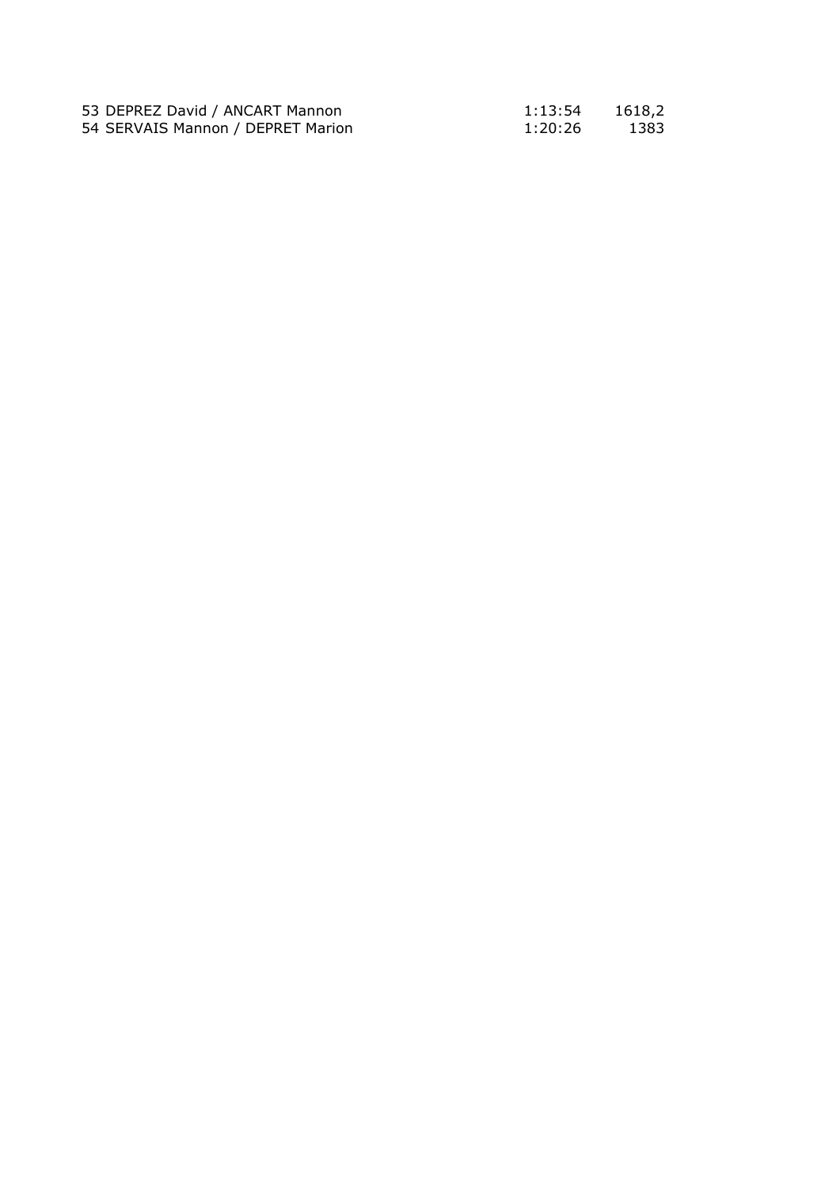| | | | |
|---|---|---|---|
| 53 | DEPREZ David / ANCART Mannon | 1:13:54 | 1618,2 |
| 54 | SERVAIS Mannon / DEPRET Marion | 1:20:26 | 1383 |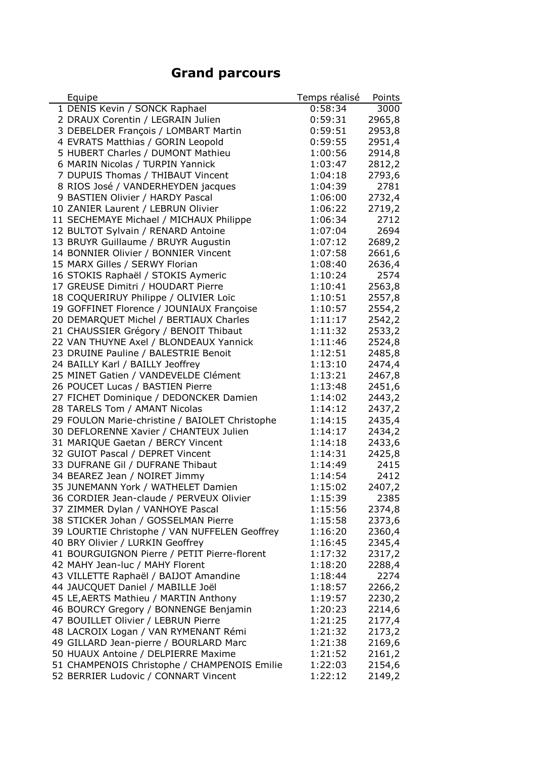# Grand parcours

| | Equipe | Temps réalisé | Points |
|---|---|---|---|
| 1 | DENIS Kevin / SONCK Raphael | 0:58:34 | 3000 |
| 2 | DRAUX Corentin / LEGRAIN Julien | 0:59:31 | 2965,8 |
| 3 | DEBELDER François / LOMBART Martin | 0:59:51 | 2953,8 |
| 4 | EVRATS Matthias / GORIN Leopold | 0:59:55 | 2951,4 |
| 5 | HUBERT Charles / DUMONT Mathieu | 1:00:56 | 2914,8 |
| 6 | MARIN Nicolas / TURPIN Yannick | 1:03:47 | 2812,2 |
| 7 | DUPUIS Thomas / THIBAUT Vincent | 1:04:18 | 2793,6 |
| 8 | RIOS José / VANDERHEYDEN jacques | 1:04:39 | 2781 |
| 9 | BASTIEN Olivier / HARDY Pascal | 1:06:00 | 2732,4 |
| 10 | ZANIER Laurent / LEBRUN Olivier | 1:06:22 | 2719,2 |
| 11 | SECHEMAYE Michael / MICHAUX Philippe | 1:06:34 | 2712 |
| 12 | BULTOT Sylvain / RENARD Antoine | 1:07:04 | 2694 |
| 13 | BRUYR Guillaume / BRUYR Augustin | 1:07:12 | 2689,2 |
| 14 | BONNIER Olivier / BONNIER Vincent | 1:07:58 | 2661,6 |
| 15 | MARX Gilles / SERWY Florian | 1:08:40 | 2636,4 |
| 16 | STOKIS Raphaël / STOKIS Aymeric | 1:10:24 | 2574 |
| 17 | GREUSE Dimitri / HOUDART Pierre | 1:10:41 | 2563,8 |
| 18 | COQUERIRUY Philippe / OLIVIER Loïc | 1:10:51 | 2557,8 |
| 19 | GOFFINET Florence / JOUNIAUX Françoise | 1:10:57 | 2554,2 |
| 20 | DEMARQUET Michel / BERTIAUX Charles | 1:11:17 | 2542,2 |
| 21 | CHAUSSIER Grégory / BENOIT Thibaut | 1:11:32 | 2533,2 |
| 22 | VAN THUYNE Axel / BLONDEAUX Yannick | 1:11:46 | 2524,8 |
| 23 | DRUINE Pauline / BALESTRIE Benoit | 1:12:51 | 2485,8 |
| 24 | BAILLY Karl / BAILLY Jeoffrey | 1:13:10 | 2474,4 |
| 25 | MINET Gatien / VANDEVELDE Clément | 1:13:21 | 2467,8 |
| 26 | POUCET Lucas / BASTIEN Pierre | 1:13:48 | 2451,6 |
| 27 | FICHET Dominique / DEDONCKER Damien | 1:14:02 | 2443,2 |
| 28 | TARELS Tom / AMANT Nicolas | 1:14:12 | 2437,2 |
| 29 | FOULON Marie-christine / BAIOLET Christophe | 1:14:15 | 2435,4 |
| 30 | DEFLORENNE Xavier / CHANTEUX Julien | 1:14:17 | 2434,2 |
| 31 | MARIQUE Gaetan / BERCY Vincent | 1:14:18 | 2433,6 |
| 32 | GUIOT Pascal / DEPRET Vincent | 1:14:31 | 2425,8 |
| 33 | DUFRANE Gil / DUFRANE Thibaut | 1:14:49 | 2415 |
| 34 | BEAREZ Jean / NOIRET Jimmy | 1:14:54 | 2412 |
| 35 | JUNEMANN York / WATHELET Damien | 1:15:02 | 2407,2 |
| 36 | CORDIER Jean-claude / PERVEUX Olivier | 1:15:39 | 2385 |
| 37 | ZIMMER Dylan / VANHOYE Pascal | 1:15:56 | 2374,8 |
| 38 | STICKER Johan / GOSSELMAN Pierre | 1:15:58 | 2373,6 |
| 39 | LOURTIE Christophe / VAN NUFFELEN Geoffrey | 1:16:20 | 2360,4 |
| 40 | BRY Olivier / LURKIN Geoffrey | 1:16:45 | 2345,4 |
| 41 | BOURGUIGNON Pierre / PETIT Pierre-florent | 1:17:32 | 2317,2 |
| 42 | MAHY Jean-luc / MAHY Florent | 1:18:20 | 2288,4 |
| 43 | VILLETTE Raphaël / BAIJOT Amandine | 1:18:44 | 2274 |
| 44 | JAUCQUET Daniel / MABILLE Joël | 1:18:57 | 2266,2 |
| 45 | LE,AERTS Mathieu / MARTIN Anthony | 1:19:57 | 2230,2 |
| 46 | BOURCY Gregory / BONNENGE Benjamin | 1:20:23 | 2214,6 |
| 47 | BOUILLET Olivier / LEBRUN Pierre | 1:21:25 | 2177,4 |
| 48 | LACROIX Logan / VAN RYMENANT Rémi | 1:21:32 | 2173,2 |
| 49 | GILLARD Jean-pierre / BOURLARD Marc | 1:21:38 | 2169,6 |
| 50 | HUAUX Antoine / DELPIERRE Maxime | 1:21:52 | 2161,2 |
| 51 | CHAMPENOIS Christophe / CHAMPENOIS Emilie | 1:22:03 | 2154,6 |
| 52 | BERRIER Ludovic / CONNART Vincent | 1:22:12 | 2149,2 |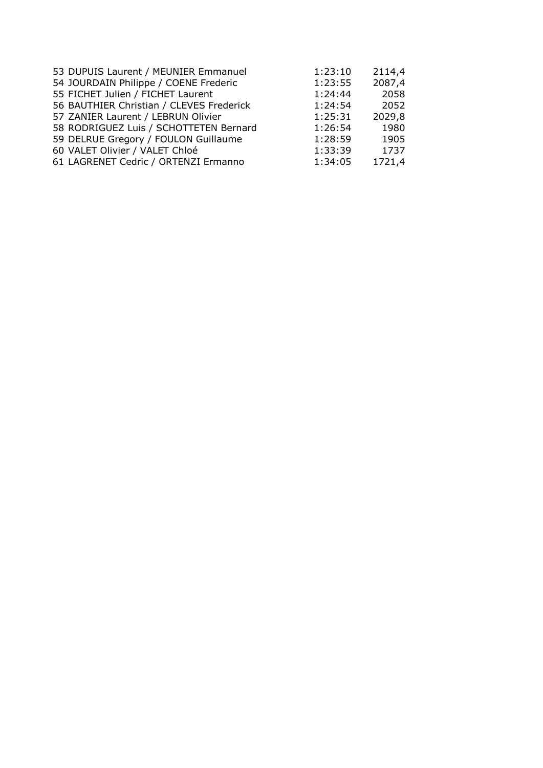| | | |
|---|---|---|
| 53 DUPUIS Laurent / MEUNIER Emmanuel | 1:23:10 | 2114,4 |
| 54 JOURDAIN Philippe / COENE Frederic | 1:23:55 | 2087,4 |
| 55 FICHET Julien / FICHET Laurent | 1:24:44 | 2058 |
| 56 BAUTHIER Christian / CLEVES Frederick | 1:24:54 | 2052 |
| 57 ZANIER Laurent / LEBRUN Olivier | 1:25:31 | 2029,8 |
| 58 RODRIGUEZ Luis / SCHOTTETEN Bernard | 1:26:54 | 1980 |
| 59 DELRUE Gregory / FOULON Guillaume | 1:28:59 | 1905 |
| 60 VALET Olivier / VALET Chloé | 1:33:39 | 1737 |
| 61 LAGRENET Cedric / ORTENZI Ermanno | 1:34:05 | 1721,4 |